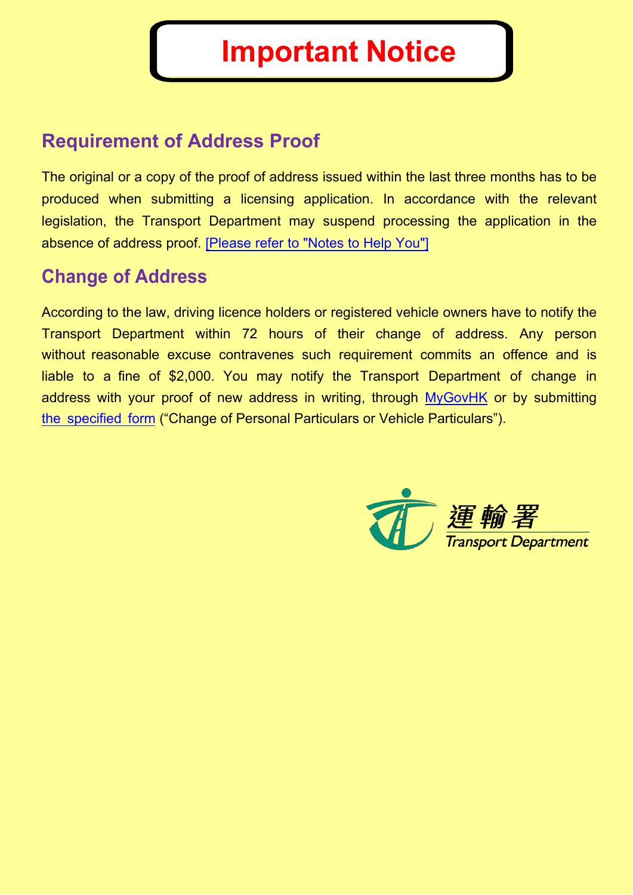# Important Notice

## Requirement of Address Proof

The original or a copy of the proof of address issued within the last three months has to be produced when submitting a licensing application. In accordance with the relevant legislation, the Transport Department may suspend processing the application in the absence of address proof. [Please refer to "Notes to Help You"]

## Change of Address

According to the law, driving licence holders or registered vehicle owners have to notify the Transport Department within 72 hours of their change of address. Any person without reasonable excuse contravenes such requirement commits an offence and is liable to a fine of $2,000. You may notify the Transport Department of change in address with your proof of new address in writing, through MyGovHK or by submitting the specified form ("Change of Personal Particulars or Vehicle Particulars").

運輸署
Transport Department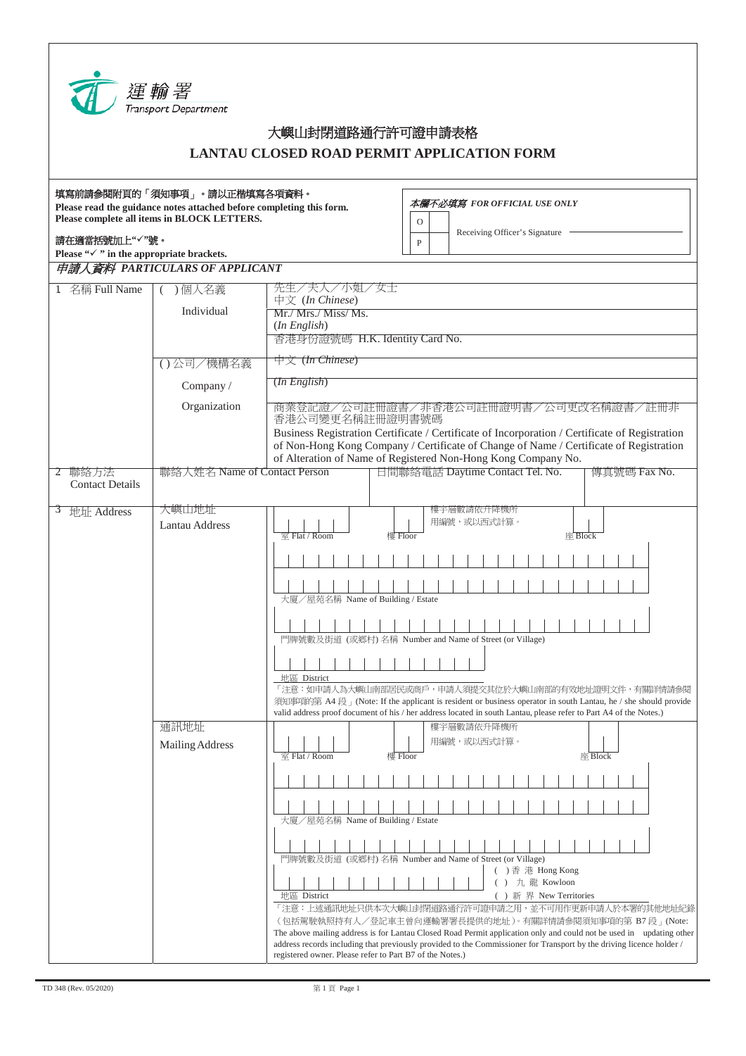運輸署
Transport Department

# 大嶼山封閉道路通行許可證申請表格

# LANTAU CLOSED ROAD PERMIT APPLICATION FORM

**填寫前請參閱附頁的「須知事項」。請以正楷填寫各項資料。**
**Please read the guidance notes attached before completing this form.**
**Please complete all items in BLOCK LETTERS.**

**請在適當括號加上"✓"號。**
**Please "✓" in the appropriate brackets.**

| *本欄不必填寫 FOR OFFICIAL USE ONLY* | |
|---|---|
| O | Receiving Officer's Signature |
| P | |

## *申請人資料 PARTICULARS OF APPLICANT*

| | | |
|---|---|---|
| 1 名稱 Full Name | ( )個人名義 Individual | 先生／夫人／小姐／女士 中文 (*In Chinese*) |
| | | Mr./ Mrs./ Miss/ Ms. (*In English*) |
| | | 香港身份證號碼 H.K. Identity Card No. |
| | ( )公司／機構名義 Company / Organization | 中文 (*In Chinese*) |
| | | (*In English*) |
| | | 商業登記證／公司註冊證書／非香港公司註冊證明書／公司更改名稱證書／註冊非香港公司變更名稱註冊證明書號碼 Business Registration Certificate / Certificate of Incorporation / Certificate of Registration of Non-Hong Kong Company / Certificate of Change of Name / Certificate of Registration of Alteration of Name of Registered Non-Hong Kong Company No. |
| 2 聯絡方法 Contact Details | 聯絡人姓名 Name of Contact Person | 日間聯絡電話 Daytime Contact Tel. No. / 傳真號碼 Fax No. |

3 地址 Address

**大嶼山地址 Lantau Address**

室 Flat / Room　　樓 Floor　　座 Block

樓宇層數請依升降機所用編號，或以西式計算。

大廈／屋苑名稱 Name of Building / Estate

門牌號數及街道 (或鄉村) 名稱 Number and Name of Street (or Village)

地區 District

「注意：如申請人為大嶼山南部居民或商戶，申請人須提交其位於大嶼山南部的有效地址證明文件，有關詳情請參閱須知事項的第 A4 段」(Note: If the applicant is resident or business operator in south Lantau, he / she should provide valid address proof document of his / her address located in south Lantau, please refer to Part A4 of the Notes.)

**通訊地址 Mailing Address**

室 Flat / Room　　樓 Floor　　座 Block

樓宇層數請依升降機所用編號，或以西式計算。

大廈／屋苑名稱 Name of Building / Estate

門牌號數及街道 (或鄉村) 名稱 Number and Name of Street (or Village)

地區 District

( ) 香 港 Hong Kong
( ) 九 龍 Kowloon
( ) 新 界 New Territories

「注意：上述通訊地址只供本次大嶼山封閉道路通行許可證申請之用，並不可用作更新申請人於本署的其他地址紀錄（包括駕駛執照持有人／登記車主曾向運輸署署長提供的地址）。有關詳情請參閱須知事項的第 B7 段」(Note: The above mailing address is for Lantau Closed Road Permit application only and could not be used in updating other address records including that previously provided to the Commissioner for Transport by the driving licence holder / registered owner. Please refer to Part B7 of the Notes.)

TD 348 (Rev. 05/2020)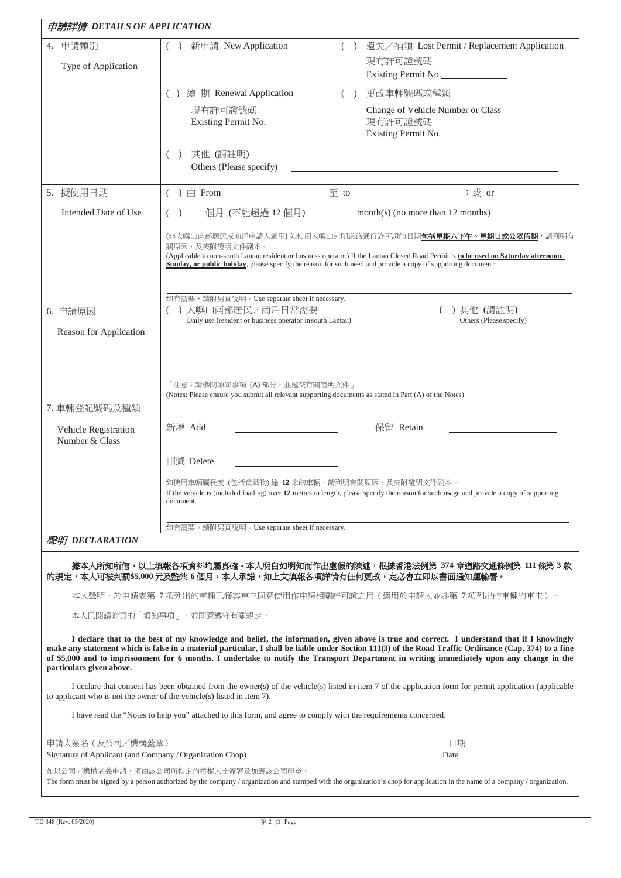## 申請詳情 *DETAILS OF APPLICATION*

| | |
|---|---|
| 4. 申請類別<br>Type of Application | ( ) 新申請 New Application<br>( ) 遺失／補領 Lost Permit / Replacement Application 現有許可證號碼 Existing Permit No.______<br>( ) 續 期 Renewal Application 現有許可證號碼 Existing Permit No.______<br>( ) 更改車輛號碼或種類 Change of Vehicle Number or Class 現有許可證號碼 Existing Permit No.______<br>( ) 其他 (請註明) Others (Please specify) ______ |
| 5. 擬使用日期<br>Intended Date of Use | ( ) 由 From______至 to______；或 or<br>( )____個月 (不能超過 12 個月) ______month(s) (no more than 12 months)<br>(非大嶼山南部居民或商戶申請人適用) 如使用大嶼山封閉道路通行許可證的日期**包括星期六下午、星期日或公眾假期**，請列明有關原因，及夾附證明文件副本。<br>(Applicable to non-south Lantau resident or business operator) If the Lantau Closed Road Permit is **to be used on Saturday afternoon, Sunday, or public holiday**, please specify the reason for such need and provide a copy of supporting document:<br>______<br>如有需要，請附另頁說明。Use separate sheet if necessary. |
| 6. 申請原因<br>Reason for Application | ( ) 大嶼山南部居民／商戶日常需要 Daily use (resident or business operator in south Lantau)<br>( ) 其他 (請註明) Others (Please specify)<br>「注意：請參閱須知事項 (A) 部分，並遞交有關證明文件」<br>(Notes: Please ensure you submit all relevant supporting documents as stated in Part (A) of the Notes) |
| 7. 車輛登記號碼及種類<br>Vehicle Registration Number & Class | 新增 Add ______ 保留 Retain ______<br>刪減 Delete ______<br>如使用車輛屬長度 (包括負載物) 逾 **12** 米的車輛，請列明有關原因，及夾附證明文件副本。<br>If the vehicle is (included loading) over **12** metres in length, please specify the reason for such usage and provide a copy of supporting document.<br>______<br>如有需要，請附另頁說明。Use separate sheet if necessary. |

## 聲明 *DECLARATION*

**據本人所知所信，以上填報各項資料均屬真確。本人明白如明知而作出虛假的陳述，根據香港法例第 374 章道路交通條例第 111 條第 3 款的規定，本人可被判罰$5,000 元及監禁 6 個月。本人承諾，如上文填報各項詳情有任何更改，定必會立即以書面通知運輸署。**

本人聲明，於申請表第 7 項列出的車輛已獲其車主同意使用作申請相關許可證之用（適用於申請人並非第 7 項列出的車輛的車主）。

本人已閱讀附頁的「須知事項」，並同意遵守有關規定。

**I declare that to the best of my knowledge and belief, the information, given above is true and correct. I understand that if I knowingly make any statement which is false in a material particular, I shall be liable under Section 111(3) of the Road Traffic Ordinance (Cap. 374) to a fine of $5,000 and to imprisonment for 6 months. I undertake to notify the Transport Department in writing immediately upon any change in the particulars given above.**

I declare that consent has been obtained from the owner(s) of the vehicle(s) listed in item 7 of the application form for permit application (applicable to applicant who is not the owner of the vehicle(s) listed in item 7).

I have read the "Notes to help you" attached to this form, and agree to comply with the requirements concerned.

申請人簽名（及公司／機構蓋章）
Signature of Applicant (and Company / Organization Chop)______ 日期 Date ______

如以公司／機構名義申請，須由該公司所指定的授權人士簽署及加蓋該公司印章。
The form must be signed by a person authorized by the company / organization and stamped with the organization's chop for application in the name of a company / organization.

TD 348 (Rev. 05/2020)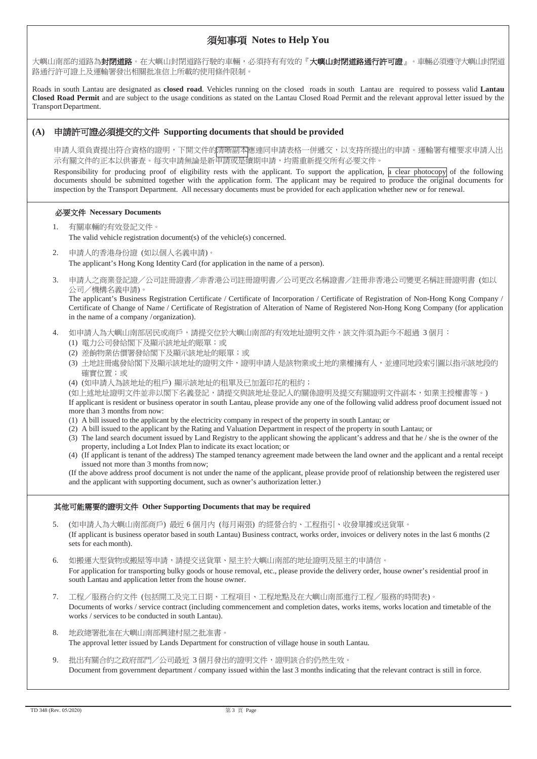# 須知事項 Notes to Help You

大嶼山南部的道路為**封閉道路**。在大嶼山封閉道路行駛的車輛，必須持有有效的『**大嶼山封閉道路通行許可證**』。車輛必須遵守大嶼山封閉道路通行許可證上及運輸署發出相關批准信上所載的使用條件限制。

Roads in south Lantau are designated as **closed road**. Vehicles running on the closed roads in south Lantau are required to possess valid **Lantau Closed Road Permit** and are subject to the usage conditions as stated on the Lantau Closed Road Permit and the relevant approval letter issued by the Transport Department.

## (A) 申請許可證必須提交的文件 Supporting documents that should be provided

申請人須負責提出符合資格的證明，下開文件的清晰副本應連同申請表格一併遞交，以支持所提出的申請。運輸署有權要求申請人出示有關文件的正本以供審查。每次申請無論是新申請或是續期申請，均需重新提交所有必要文件。

Responsibility for producing proof of eligibility rests with the applicant. To support the application, a clear photocopy of the following documents should be submitted together with the application form. The applicant may be required to produce the original documents for inspection by the Transport Department. All necessary documents must be provided for each application whether new or for renewal.

### 必要文件 Necessary Documents

1. 有關車輛的有效登記文件。
   The valid vehicle registration document(s) of the vehicle(s) concerned.

2. 申請人的香港身份證 (如以個人名義申請)。
   The applicant's Hong Kong Identity Card (for application in the name of a person).

3. 申請人之商業登記證／公司註冊證書／非香港公司註冊證明書／公司更改名稱證書／註冊非香港公司變更名稱註冊證明書 (如以公司／機構名義申請)。
   The applicant's Business Registration Certificate / Certificate of Incorporation / Certificate of Registration of Non-Hong Kong Company / Certificate of Change of Name / Certificate of Registration of Alteration of Name of Registered Non-Hong Kong Company (for application in the name of a company / organization).

4. 如申請人為大嶼山南部居民或商戶，請提交位於大嶼山南部的有效地址證明文件，該文件須為距今不超過 3 個月：
   (1) 電力公司發給閣下及顯示該地址的賬單；或
   (2) 差餉物業估價署發給閣下及顯示該地址的賬單；或
   (3) 土地註冊處發給閣下及顯示該地址的證明文件，證明申請人是該物業或土地的業權擁有人，並連同地段索引圖以指示該地段的確實位置；或
   (4) (如申請人為該地址的租戶) 顯示該地址的租單及已加蓋印花的租約；
   (如上述地址證明文件並非以閣下名義登記，請提交與該地址登記人的關係證明及提交有關證明文件副本，如業主授權書等。)

   If applicant is resident or business operator in south Lantau, please provide any one of the following valid address proof document issued not more than 3 months from now:
   (1) A bill issued to the applicant by the electricity company in respect of the property in south Lantau; or
   (2) A bill issued to the applicant by the Rating and Valuation Department in respect of the property in south Lantau; or
   (3) The land search document issued by Land Registry to the applicant showing the applicant's address and that he / she is the owner of the property, including a Lot Index Plan to indicate its exact location; or
   (4) (If applicant is tenant of the address) The stamped tenancy agreement made between the land owner and the applicant and a rental receipt issued not more than 3 months from now;
   (If the above address proof document is not under the name of the applicant, please provide proof of relationship between the registered user and the applicant with supporting document, such as owner's authorization letter.)

### 其他可能需要的證明文件 Other Supporting Documents that may be required

5. (如申請人為大嶼山南部商戶) 最近 6 個月內 (每月兩張) 的經營合約、工程指引、收發單據或送貨單。
   (If applicant is business operator based in south Lantau) Business contract, works order, invoices or delivery notes in the last 6 months (2 sets for each month).

6. 如搬運大型貨物或搬屋等申請，請提交送貨單、屋主於大嶼山南部的地址證明及屋主的申請信。
   For application for transporting bulky goods or house removal, etc., please provide the delivery order, house owner's residential proof in south Lantau and application letter from the house owner.

7. 工程／服務合約文件 (包括開工及完工日期、工程項目、工程地點及在大嶼山南部進行工程／服務的時間表)。
   Documents of works / service contract (including commencement and completion dates, works items, works location and timetable of the works / services to be conducted in south Lantau).

8. 地政總署批准在大嶼山南部興建村屋之批准書。
   The approval letter issued by Lands Department for construction of village house in south Lantau.

9. 批出有關合約之政府部門／公司最近 3 個月發出的證明文件，證明該合約仍然生效。
   Document from government department / company issued within the last 3 months indicating that the relevant contract is still in force.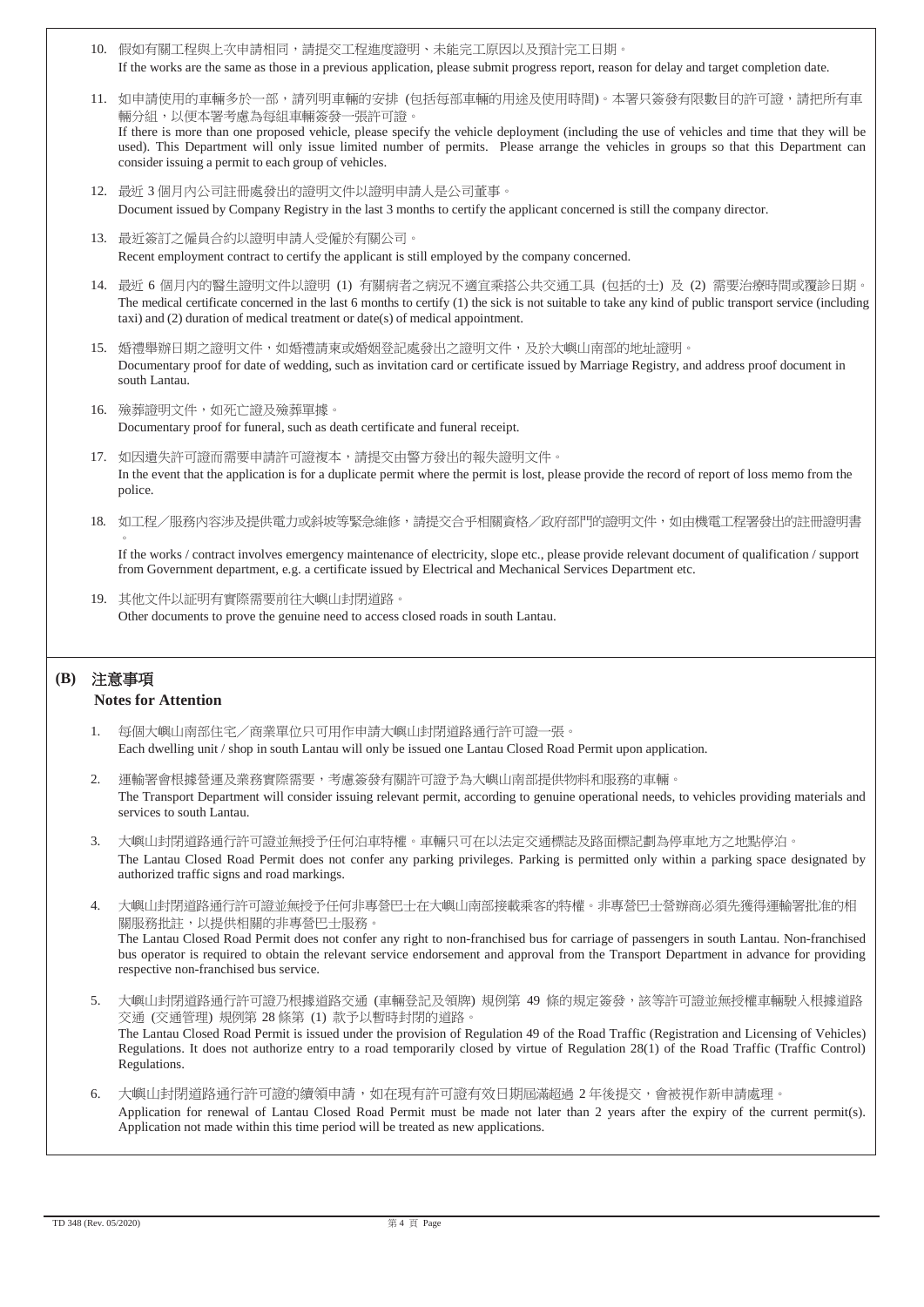10. 假如有關工程與上次申請相同，請提交工程進度證明、未能完工原因以及預計完工日期。
    If the works are the same as those in a previous application, please submit progress report, reason for delay and target completion date.

11. 如申請使用的車輛多於一部，請列明車輛的安排 (包括每部車輛的用途及使用時間)。本署只簽發有限數目的許可證，請把所有車輛分組，以便本署考慮為每組車輛簽發一張許可證。
    If there is more than one proposed vehicle, please specify the vehicle deployment (including the use of vehicles and time that they will be used). This Department will only issue limited number of permits. Please arrange the vehicles in groups so that this Department can consider issuing a permit to each group of vehicles.

12. 最近 3 個月內公司註冊處發出的證明文件以證明申請人是公司董事。
    Document issued by Company Registry in the last 3 months to certify the applicant concerned is still the company director.

13. 最近簽訂之僱員合約以證明申請人受僱於有關公司。
    Recent employment contract to certify the applicant is still employed by the company concerned.

14. 最近 6 個月內的醫生證明文件以證明 (1) 有關病者之病況不適宜乘搭公共交通工具 (包括的士) 及 (2) 需要治療時間或覆診日期。
    The medical certificate concerned in the last 6 months to certify (1) the sick is not suitable to take any kind of public transport service (including taxi) and (2) duration of medical treatment or date(s) of medical appointment.

15. 婚禮舉辦日期之證明文件，如婚禮請柬或婚姻登記處發出之證明文件，及於大嶼山南部的地址證明。
    Documentary proof for date of wedding, such as invitation card or certificate issued by Marriage Registry, and address proof document in south Lantau.

16. 殯葬證明文件，如死亡證及殯葬單據。
    Documentary proof for funeral, such as death certificate and funeral receipt.

17. 如因遺失許可證而需要申請許可證複本，請提交由警方發出的報失證明文件。
    In the event that the application is for a duplicate permit where the permit is lost, please provide the record of report of loss memo from the police.

18. 如工程／服務內容涉及提供電力或斜坡等緊急維修，請提交合乎相關資格／政府部門的證明文件，如由機電工程署發出的註冊證明書。
    If the works / contract involves emergency maintenance of electricity, slope etc., please provide relevant document of qualification / support from Government department, e.g. a certificate issued by Electrical and Mechanical Services Department etc.

19. 其他文件以証明有實際需要前往大嶼山封閉道路。
    Other documents to prove the genuine need to access closed roads in south Lantau.

## (B) 注意事項
**Notes for Attention**

1. 每個大嶼山南部住宅／商業單位只可用作申請大嶼山封閉道路通行許可證一張。
   Each dwelling unit / shop in south Lantau will only be issued one Lantau Closed Road Permit upon application.

2. 運輸署會根據營運及業務實際需要，考慮簽發有關許可證予為大嶼山南部提供物料和服務的車輛。
   The Transport Department will consider issuing relevant permit, according to genuine operational needs, to vehicles providing materials and services to south Lantau.

3. 大嶼山封閉道路通行許可證並無授予任何泊車特權。車輛只可在以法定交通標誌及路面標記劃為停車地方之地點停泊。
   The Lantau Closed Road Permit does not confer any parking privileges. Parking is permitted only within a parking space designated by authorized traffic signs and road markings.

4. 大嶼山封閉道路通行許可證並無授予任何非專營巴士在大嶼山南部接載乘客的特權。非專營巴士營辦商必須先獲得運輸署批准的相關服務批註，以提供相關的非專營巴士服務。
   The Lantau Closed Road Permit does not confer any right to non-franchised bus for carriage of passengers in south Lantau. Non-franchised bus operator is required to obtain the relevant service endorsement and approval from the Transport Department in advance for providing respective non-franchised bus service.

5. 大嶼山封閉道路通行許可證乃根據道路交通 (車輛登記及領牌) 規例第 49 條的規定簽發，該等許可證並無授權車輛駛入根據道路交通 (交通管理) 規例第 28 條第 (1) 款予以暫時封閉的道路。
   The Lantau Closed Road Permit is issued under the provision of Regulation 49 of the Road Traffic (Registration and Licensing of Vehicles) Regulations. It does not authorize entry to a road temporarily closed by virtue of Regulation 28(1) of the Road Traffic (Traffic Control) Regulations.

6. 大嶼山封閉道路通行許可證的續領申請，如在現有許可證有效日期屆滿超過 2 年後提交，會被視作新申請處理。
   Application for renewal of Lantau Closed Road Permit must be made not later than 2 years after the expiry of the current permit(s). Application not made within this time period will be treated as new applications.

TD 348 (Rev. 05/2020)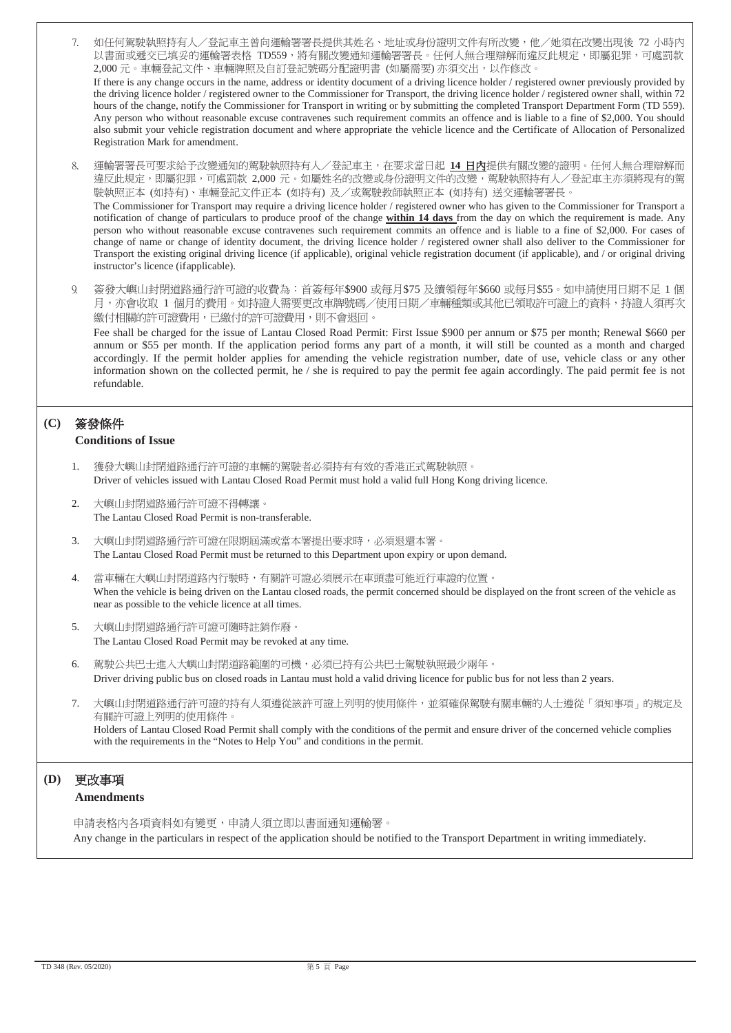7. 如任何駕駛執照持有人／登記車主曾向運輸署署長提供其姓名、地址或身份證明文件有所改變，他／她須在改變出現後 72 小時內以書面或遞交已填妥的運輸署表格 TD559，將有關改變通知運輸署署長。任何人無合理辯解而違反此規定，即屬犯罪，可處罰款 2,000 元。車輛登記文件、車輛牌照及自訂登記號碼分配證明書 (如屬需要) 亦須交出，以作修改。
   If there is any change occurs in the name, address or identity document of a driving licence holder / registered owner previously provided by the driving licence holder / registered owner to the Commissioner for Transport, the driving licence holder / registered owner shall, within 72 hours of the change, notify the Commissioner for Transport in writing or by submitting the completed Transport Department Form (TD 559). Any person who without reasonable excuse contravenes such requirement commits an offence and is liable to a fine of $2,000. You should also submit your vehicle registration document and where appropriate the vehicle licence and the Certificate of Allocation of Personalized Registration Mark for amendment.

8. 運輸署署長可要求給予改變通知的駕駛執照持有人／登記車主，在要求當日起 **14 日內**提供有關改變的證明。任何人無合理辯解而違反此規定，即屬犯罪，可處罰款 2,000 元。如屬姓名的改變或身份證明文件的改變，駕駛執照持有人／登記車主亦須將現有的駕駛執照正本 (如持有)、車輛登記文件正本 (如持有) 及／或駕駛教師執照正本 (如持有) 送交運輸署署長。
   The Commissioner for Transport may require a driving licence holder / registered owner who has given to the Commissioner for Transport a notification of change of particulars to produce proof of the change **within 14 days** from the day on which the requirement is made. Any person who without reasonable excuse contravenes such requirement commits an offence and is liable to a fine of $2,000. For cases of change of name or change of identity document, the driving licence holder / registered owner shall also deliver to the Commissioner for Transport the existing original driving licence (if applicable), original vehicle registration document (if applicable), and / or original driving instructor's licence (ifapplicable).

9. 簽發大嶼山封閉道路通行許可證的收費為：首簽每年$900 或每月$75 及續領每年$660 或每月$55。如申請使用日期不足 1 個月，亦會收取 1 個月的費用。如持證人需要更改車牌號碼／使用日期／車輛種類或其他已領取許可證上的資料，持證人須再次繳付相關的許可證費用，已繳付的許可證費用，則不會退回。
   Fee shall be charged for the issue of Lantau Closed Road Permit: First Issue $900 per annum or $75 per month; Renewal $660 per annum or $55 per month. If the application period forms any part of a month, it will still be counted as a month and charged accordingly. If the permit holder applies for amending the vehicle registration number, date of use, vehicle class or any other information shown on the collected permit, he / she is required to pay the permit fee again accordingly. The paid permit fee is not refundable.

## (C) 簽發條件
**Conditions of Issue**

1. 獲發大嶼山封閉道路通行許可證的車輛的駕駛者必須持有有效的香港正式駕駛執照。
   Driver of vehicles issued with Lantau Closed Road Permit must hold a valid full Hong Kong driving licence.

2. 大嶼山封閉道路通行許可證不得轉讓。
   The Lantau Closed Road Permit is non-transferable.

3. 大嶼山封閉道路通行許可證在限期屆滿或當本署提出要求時，必須退還本署。
   The Lantau Closed Road Permit must be returned to this Department upon expiry or upon demand.

4. 當車輛在大嶼山封閉道路內行駛時，有關許可證必須展示在車頭盡可能近行車證的位置。
   When the vehicle is being driven on the Lantau closed roads, the permit concerned should be displayed on the front screen of the vehicle as near as possible to the vehicle licence at all times.

5. 大嶼山封閉道路通行許可證可隨時註銷作廢。
   The Lantau Closed Road Permit may be revoked at any time.

6. 駕駛公共巴士進入大嶼山封閉道路範圍的司機，必須已持有公共巴士駕駛執照最少兩年。
   Driver driving public bus on closed roads in Lantau must hold a valid driving licence for public bus for not less than 2 years.

7. 大嶼山封閉道路通行許可證的持有人須遵從該許可證上列明的使用條件，並須確保駕駛有關車輛的人士遵從「須知事項」的規定及有關許可證上列明的使用條件。
   Holders of Lantau Closed Road Permit shall comply with the conditions of the permit and ensure driver of the concerned vehicle complies with the requirements in the "Notes to Help You" and conditions in the permit.

## (D) 更改事項
**Amendments**

申請表格內各項資料如有變更，申請人須立即以書面通知運輸署。
Any change in the particulars in respect of the application should be notified to the Transport Department in writing immediately.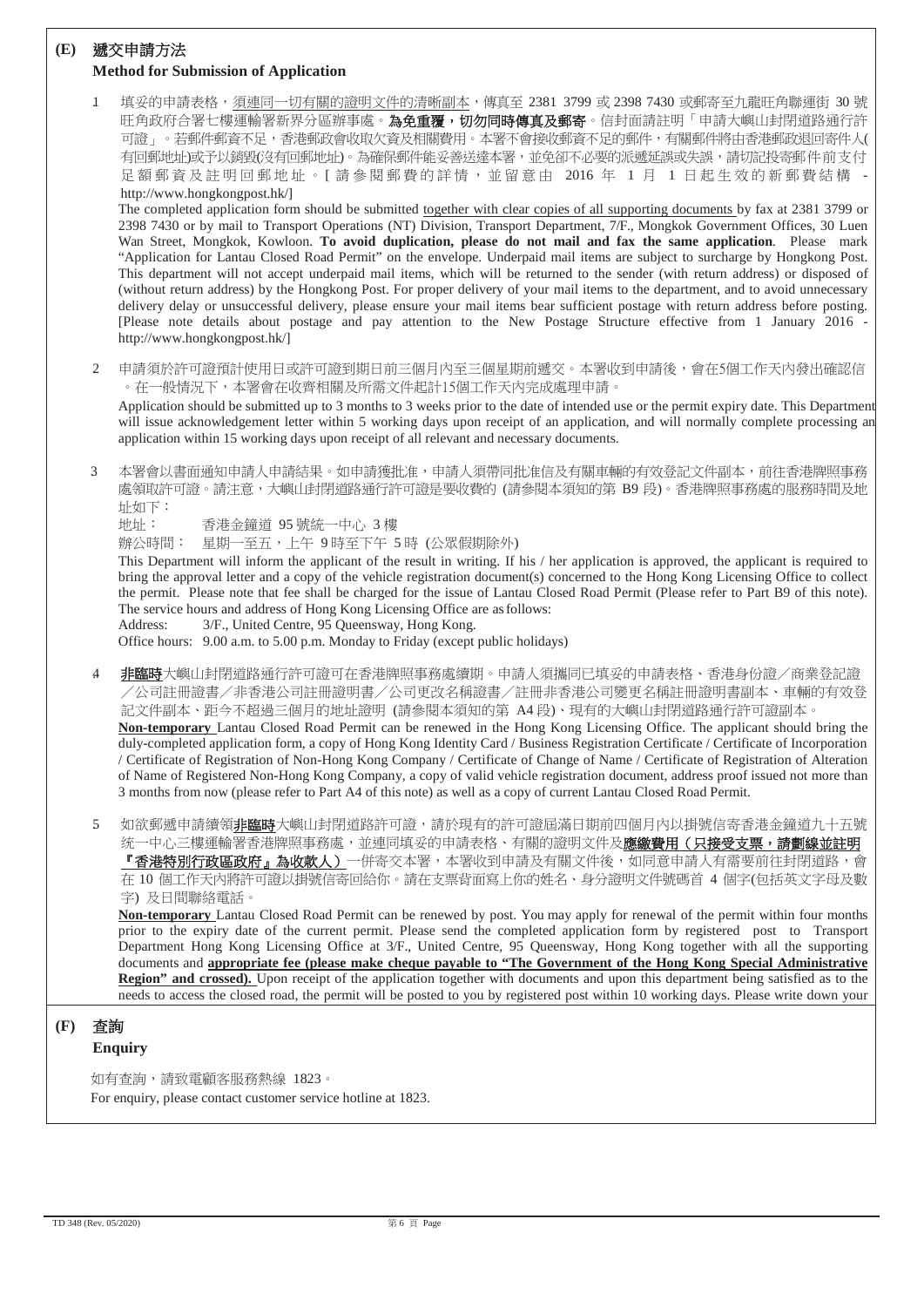## (E) 遞交申請方法

### Method for Submission of Application

1. 填妥的申請表格，須連同一切有關的證明文件的清晰副本，傳真至 2381 3799 或 2398 7430 或郵寄至九龍旺角聯運街 30 號旺角政府合署七樓運輸署新界分區辦事處。**為免重覆，切勿同時傳真及郵寄**。信封面請註明「申請大嶼山封閉道路通行許可證」。若郵件郵資不足，香港郵政會收取欠資及相關費用。本署不會接收郵資不足的郵件，有關郵件將由香港郵政退回寄件人(有回郵地址)或予以銷毀(沒有回郵地址)。為確保郵件能妥善送達本署，並免卻不必要的派遞延誤或失誤，請切記投寄郵件前支付足額郵資及註明回郵地址。[ 請參閱郵費的詳情，並留意由 2016 年 1 月 1 日起生效的新郵費結構 - http://www.hongkongpost.hk/]

   The completed application form should be submitted together with clear copies of all supporting documents by fax at 2381 3799 or 2398 7430 or by mail to Transport Operations (NT) Division, Transport Department, 7/F., Mongkok Government Offices, 30 Luen Wan Street, Mongkok, Kowloon. **To avoid duplication, please do not mail and fax the same application**. Please mark "Application for Lantau Closed Road Permit" on the envelope. Underpaid mail items are subject to surcharge by Hongkong Post. This department will not accept underpaid mail items, which will be returned to the sender (with return address) or disposed of (without return address) by the Hongkong Post. For proper delivery of your mail items to the department, and to avoid unnecessary delivery delay or unsuccessful delivery, please ensure your mail items bear sufficient postage with return address before posting. [Please note details about postage and pay attention to the New Postage Structure effective from 1 January 2016 - http://www.hongkongpost.hk/]

2. 申請須於許可證預計使用日或許可證到期日前三個月內至三個星期前遞交。本署收到申請後，會在5個工作天內發出確認信。在一般情況下，本署會在收齊相關及所需文件起計15個工作天內完成處理申請。

   Application should be submitted up to 3 months to 3 weeks prior to the date of intended use or the permit expiry date. This Department will issue acknowledgement letter within 5 working days upon receipt of an application, and will normally complete processing an application within 15 working days upon receipt of all relevant and necessary documents.

3. 本署會以書面通知申請人申請結果。如申請獲批准，申請人須帶同批准信及有關車輛的有效登記文件副本，前往香港牌照事務處領取許可證。請注意，大嶼山封閉道路通行許可證是要收費的 (請參閱本須知的第 B9 段)。香港牌照事務處的服務時間及地址如下：

   地址：　香港金鐘道 95 號統一中心 3 樓

   辦公時間：　星期一至五，上午 9 時至下午 5 時 (公眾假期除外)

   This Department will inform the applicant of the result in writing. If his / her application is approved, the applicant is required to bring the approval letter and a copy of the vehicle registration document(s) concerned to the Hong Kong Licensing Office to collect the permit. Please note that fee shall be charged for the issue of Lantau Closed Road Permit (Please refer to Part B9 of this note). The service hours and address of Hong Kong Licensing Office are as follows:

   Address: 3/F., United Centre, 95 Queensway, Hong Kong.

   Office hours: 9.00 a.m. to 5.00 p.m. Monday to Friday (except public holidays)

4. **非臨時**大嶼山封閉道路通行許可證可在香港牌照事務處續期。申請人須攜同已填妥的申請表格、香港身份證／商業登記證／公司註冊證書／非香港公司註冊證明書／公司更改名稱證書／註冊非香港公司變更名稱註冊證明書副本、車輛的有效登記文件副本、距今不超過三個月的地址證明 (請參閱本須知的第 A4 段)、現有的大嶼山封閉道路通行許可證副本。

   **Non-temporary** Lantau Closed Road Permit can be renewed in the Hong Kong Licensing Office. The applicant should bring the duly-completed application form, a copy of Hong Kong Identity Card / Business Registration Certificate / Certificate of Incorporation / Certificate of Registration of Non-Hong Kong Company / Certificate of Change of Name / Certificate of Registration of Alteration of Name of Registered Non-Hong Kong Company, a copy of valid vehicle registration document, address proof issued not more than 3 months from now (please refer to Part A4 of this note) as well as a copy of current Lantau Closed Road Permit.

5. 如欲郵遞申請續領**非臨時**大嶼山封閉道路許可證，請於現有的許可證屆滿日期前四個月內以掛號信寄香港金鐘道九十五號統一中心三樓運輸署香港牌照事務處，並連同填妥的申請表格、有關的證明文件及**應繳費用（只接受支票，請劃線並註明『香港特別行政區政府』為收款人）**一併寄交本署，本署收到申請及有關文件後，如同意申請人有需要前往封閉道路，會在 10 個工作天內將許可證以掛號信寄回給你。請在支票背面寫上你的姓名、身分證明文件號碼首 4 個字(包括英文字母及數字) 及日間聯絡電話。

   **Non-temporary** Lantau Closed Road Permit can be renewed by post. You may apply for renewal of the permit within four months prior to the expiry date of the current permit. Please send the completed application form by registered post to Transport Department Hong Kong Licensing Office at 3/F., United Centre, 95 Queensway, Hong Kong together with all the supporting documents and **appropriate fee (please make cheque payable to "The Government of the Hong Kong Special Administrative Region" and crossed).** Upon receipt of the application together with documents and upon this department being satisfied as to the needs to access the closed road, the permit will be posted to you by registered post within 10 working days. Please write down your

## (F) 查詢

### Enquiry

如有查詢，請致電顧客服務熱線 1823。

For enquiry, please contact customer service hotline at 1823.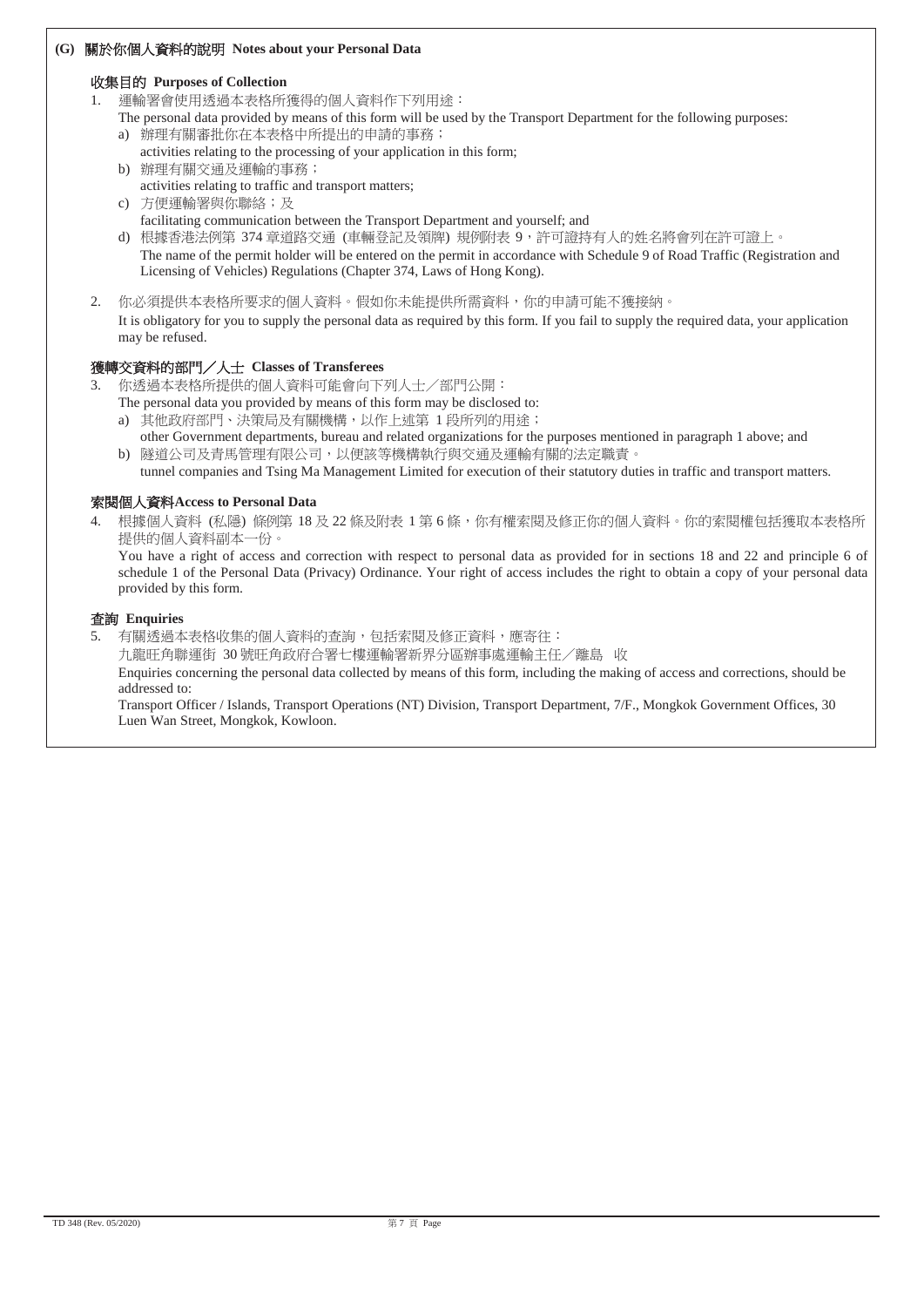## (G) 關於你個人資料的說明 Notes about your Personal Data

### 收集目的 Purposes of Collection

1. 運輸署會使用透過本表格所獲得的個人資料作下列用途：
   The personal data provided by means of this form will be used by the Transport Department for the following purposes:
   a) 辦理有關審批你在本表格中所提出的申請的事務；
      activities relating to the processing of your application in this form;
   b) 辦理有關交通及運輸的事務；
      activities relating to traffic and transport matters;
   c) 方便運輸署與你聯絡；及
      facilitating communication between the Transport Department and yourself; and
   d) 根據香港法例第 374 章道路交通 (車輛登記及領牌) 規例附表 9，許可證持有人的姓名將會列在許可證上。
      The name of the permit holder will be entered on the permit in accordance with Schedule 9 of Road Traffic (Registration and Licensing of Vehicles) Regulations (Chapter 374, Laws of Hong Kong).

2. 你必須提供本表格所要求的個人資料。假如你未能提供所需資料，你的申請可能不獲接納。
   It is obligatory for you to supply the personal data as required by this form. If you fail to supply the required data, your application may be refused.

### 獲轉交資料的部門／人士 Classes of Transferees

3. 你透過本表格所提供的個人資料可能會向下列人士／部門公開：
   The personal data you provided by means of this form may be disclosed to:
   a) 其他政府部門、決策局及有關機構，以作上述第 1 段所列的用途；
      other Government departments, bureau and related organizations for the purposes mentioned in paragraph 1 above; and
   b) 隧道公司及青馬管理有限公司，以便該等機構執行與交通及運輸有關的法定職責。
      tunnel companies and Tsing Ma Management Limited for execution of their statutory duties in traffic and transport matters.

### 索閱個人資料Access to Personal Data

4. 根據個人資料 (私隱) 條例第 18 及 22 條及附表 1 第 6 條，你有權索閱及修正你的個人資料。你的索閱權包括獲取本表格所提供的個人資料副本一份。
   You have a right of access and correction with respect to personal data as provided for in sections 18 and 22 and principle 6 of schedule 1 of the Personal Data (Privacy) Ordinance. Your right of access includes the right to obtain a copy of your personal data provided by this form.

### 查詢 Enquiries

5. 有關透過本表格收集的個人資料的查詢，包括索閱及修正資料，應寄往：
   九龍旺角聯運街 30 號旺角政府合署七樓運輸署新界分區辦事處運輸主任／離島 收
   Enquiries concerning the personal data collected by means of this form, including the making of access and corrections, should be addressed to:
   Transport Officer / Islands, Transport Operations (NT) Division, Transport Department, 7/F., Mongkok Government Offices, 30 Luen Wan Street, Mongkok, Kowloon.

TD 348 (Rev. 05/2020)